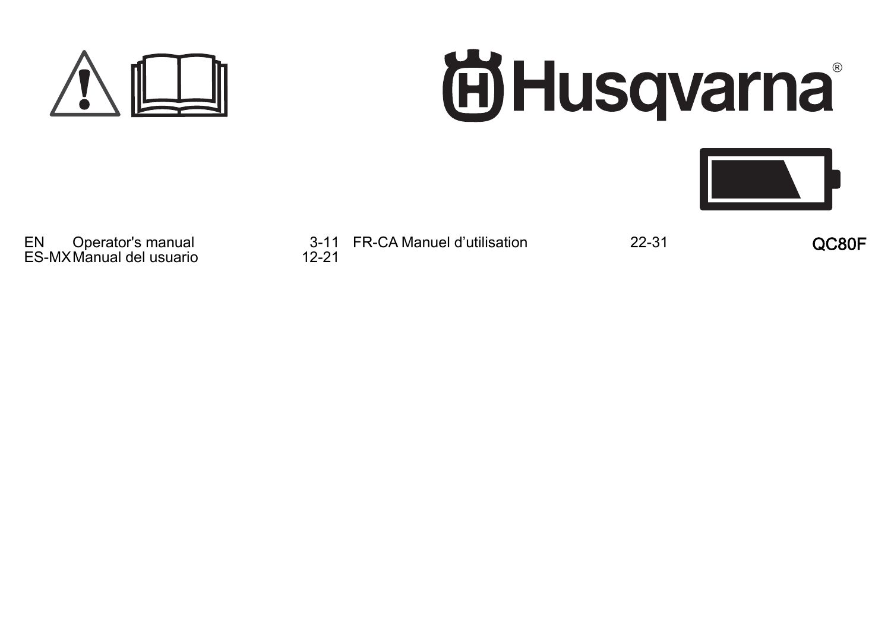Husqvarna®

QC80F

| | | |
|---|---|---|
| EN | Operator's manual | 3-11 |
| ES-MX | Manual del usuario | 12-21 |
| FR-CA | Manuel d’utilisation | 22-31 |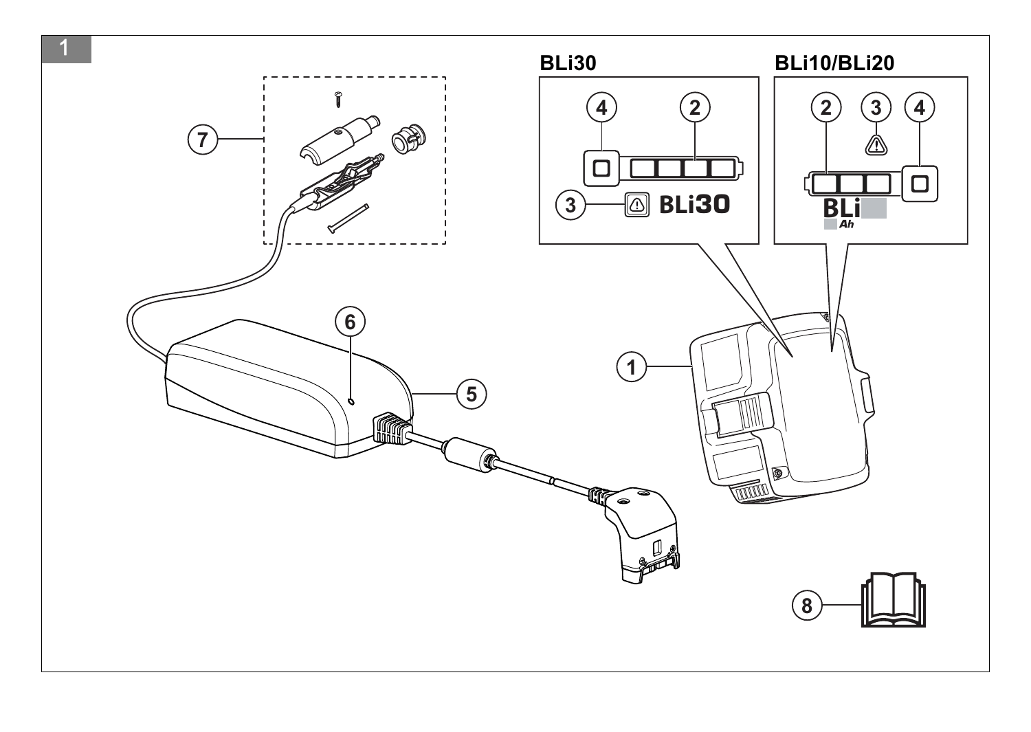1

BLi30

BLi10/BLi20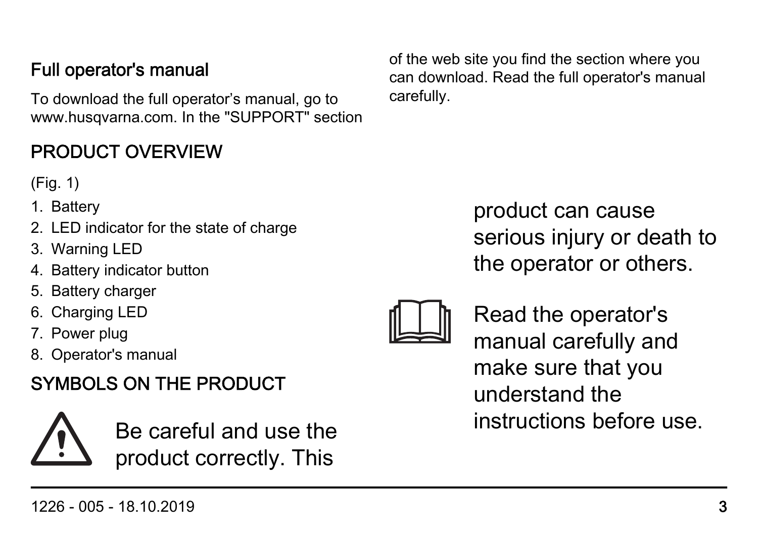## Full operator's manual

To download the full operator's manual, go to www.husqvarna.com. In the "SUPPORT" section of the web site you find the section where you can download. Read the full operator's manual carefully.

## PRODUCT OVERVIEW

(Fig. 1)

1. Battery
2. LED indicator for the state of charge
3. Warning LED
4. Battery indicator button
5. Battery charger
6. Charging LED
7. Power plug
8. Operator's manual

## SYMBOLS ON THE PRODUCT

Be careful and use the product correctly. This product can cause serious injury or death to the operator or others.

Read the operator's manual carefully and make sure that you understand the instructions before use.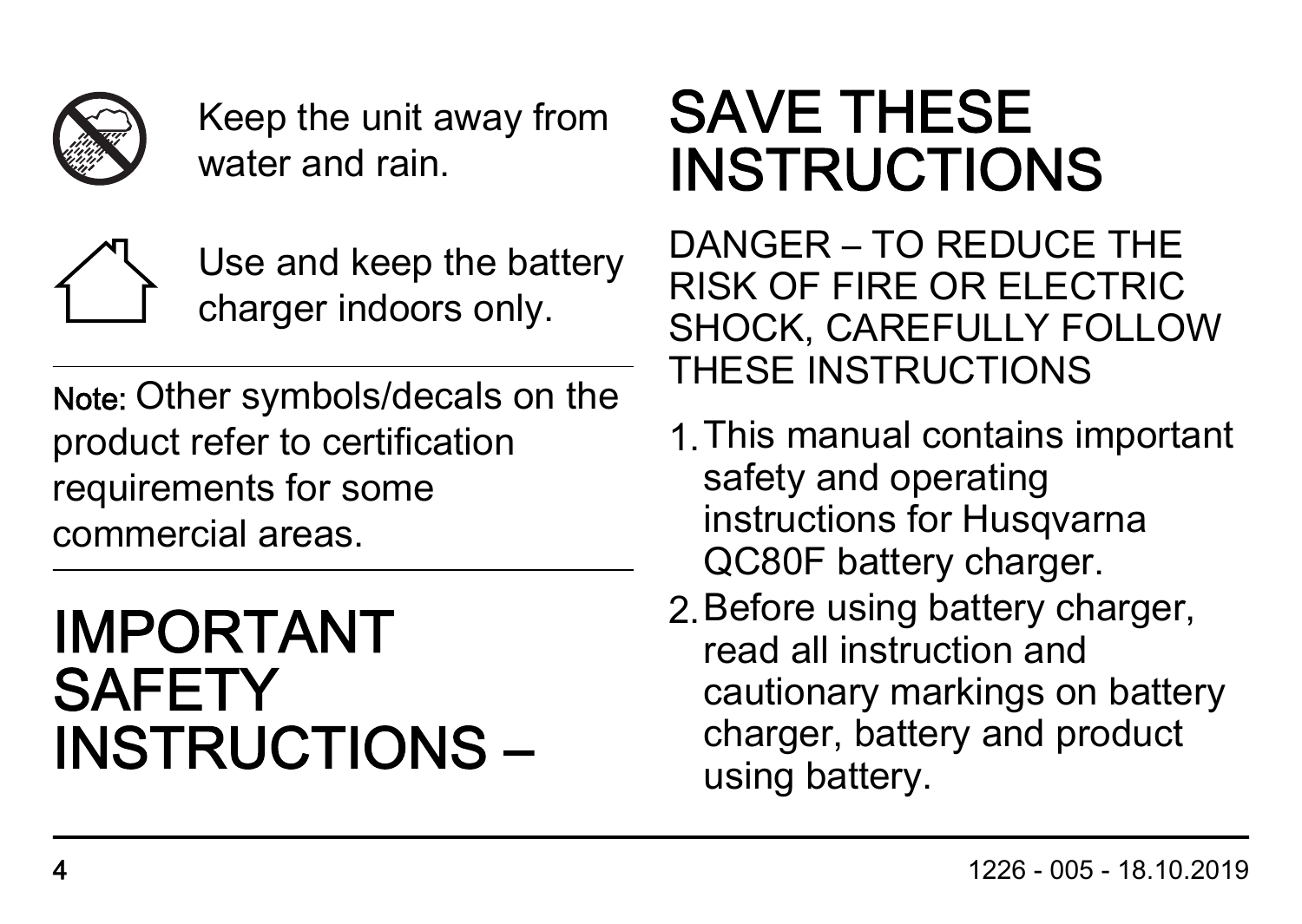Keep the unit away from water and rain.

Use and keep the battery charger indoors only.

**Note:** Other symbols/decals on the product refer to certification requirements for some commercial areas.

# IMPORTANT SAFETY INSTRUCTIONS – SAVE THESE INSTRUCTIONS

DANGER – TO REDUCE THE RISK OF FIRE OR ELECTRIC SHOCK, CAREFULLY FOLLOW THESE INSTRUCTIONS

1. This manual contains important safety and operating instructions for Husqvarna QC80F battery charger.
2. Before using battery charger, read all instruction and cautionary markings on battery charger, battery and product using battery.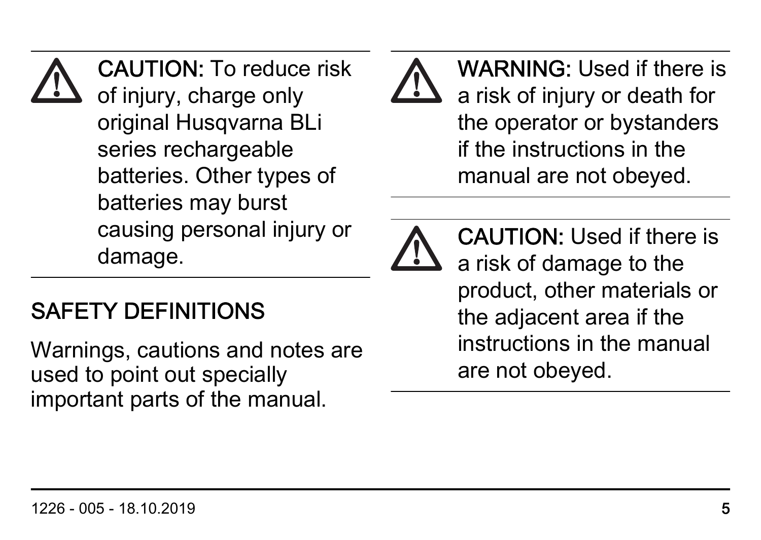**CAUTION:** To reduce risk of injury, charge only original Husqvarna BLi series rechargeable batteries. Other types of batteries may burst causing personal injury or damage.

## SAFETY DEFINITIONS

Warnings, cautions and notes are used to point out specially important parts of the manual.

**WARNING:** Used if there is a risk of injury or death for the operator or bystanders if the instructions in the manual are not obeyed.

**CAUTION:** Used if there is a risk of damage to the product, other materials or the adjacent area if the instructions in the manual are not obeyed.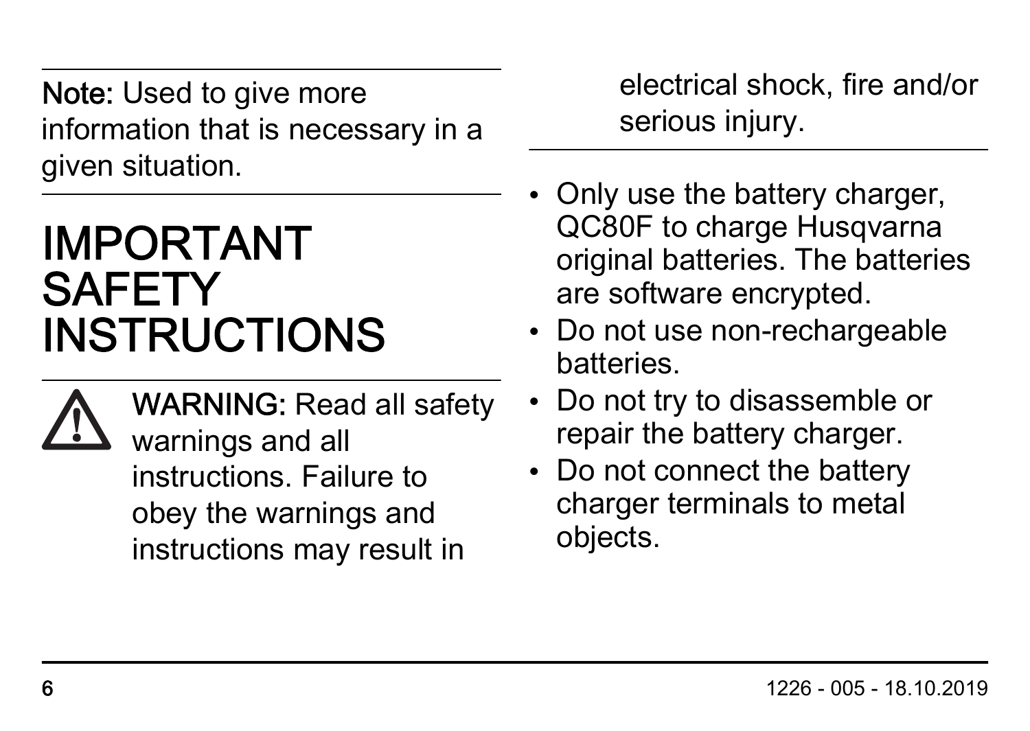**Note:** Used to give more information that is necessary in a given situation.

# IMPORTANT SAFETY INSTRUCTIONS

**WARNING:** Read all safety warnings and all instructions. Failure to obey the warnings and instructions may result in electrical shock, fire and/or serious injury.

- Only use the battery charger, QC80F to charge Husqvarna original batteries. The batteries are software encrypted.
- Do not use non-rechargeable batteries.
- Do not try to disassemble or repair the battery charger.
- Do not connect the battery charger terminals to metal objects.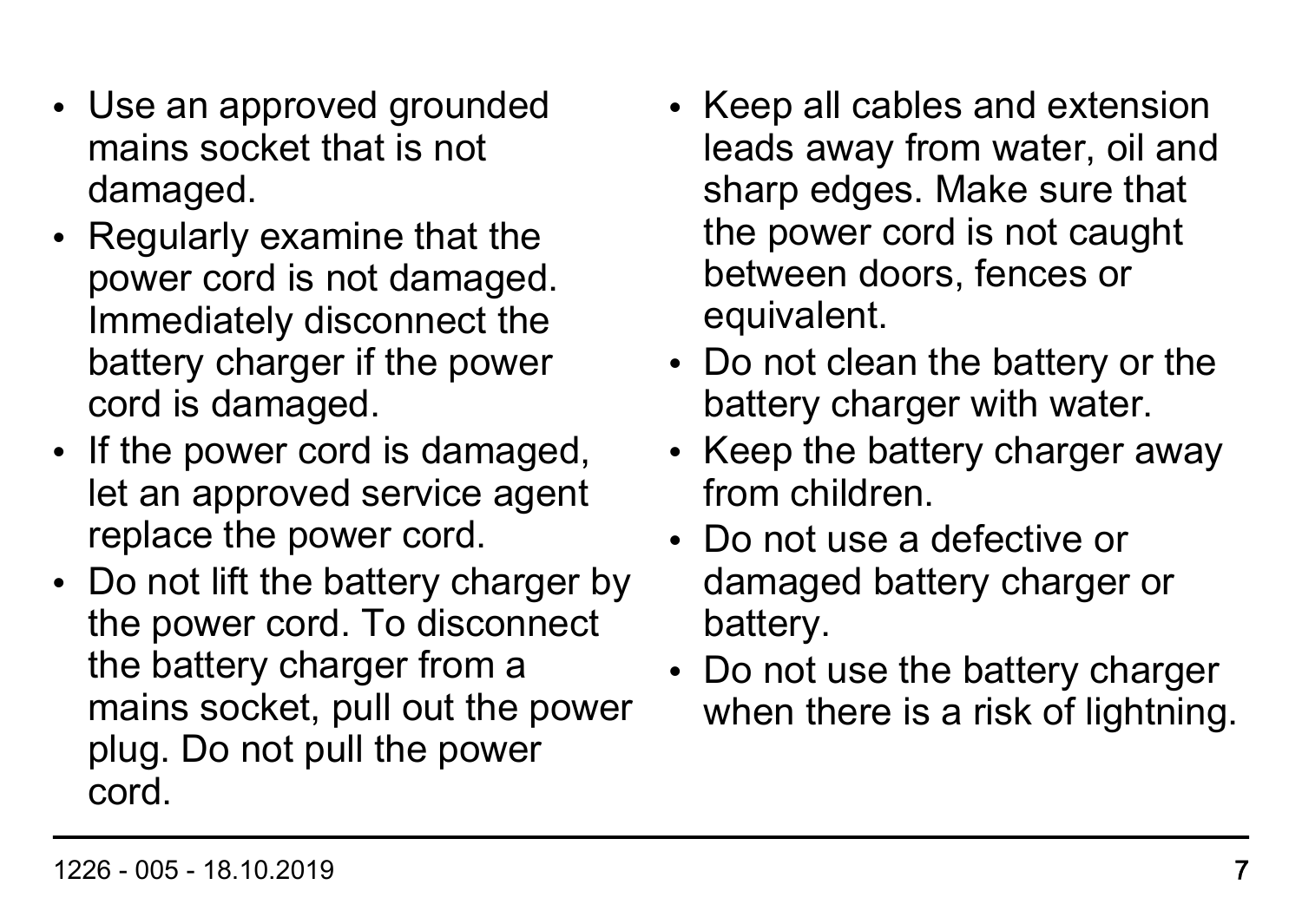- Use an approved grounded mains socket that is not damaged.
- Regularly examine that the power cord is not damaged. Immediately disconnect the battery charger if the power cord is damaged.
- If the power cord is damaged, let an approved service agent replace the power cord.
- Do not lift the battery charger by the power cord. To disconnect the battery charger from a mains socket, pull out the power plug. Do not pull the power cord.
- Keep all cables and extension leads away from water, oil and sharp edges. Make sure that the power cord is not caught between doors, fences or equivalent.
- Do not clean the battery or the battery charger with water.
- Keep the battery charger away from children.
- Do not use a defective or damaged battery charger or battery.
- Do not use the battery charger when there is a risk of lightning.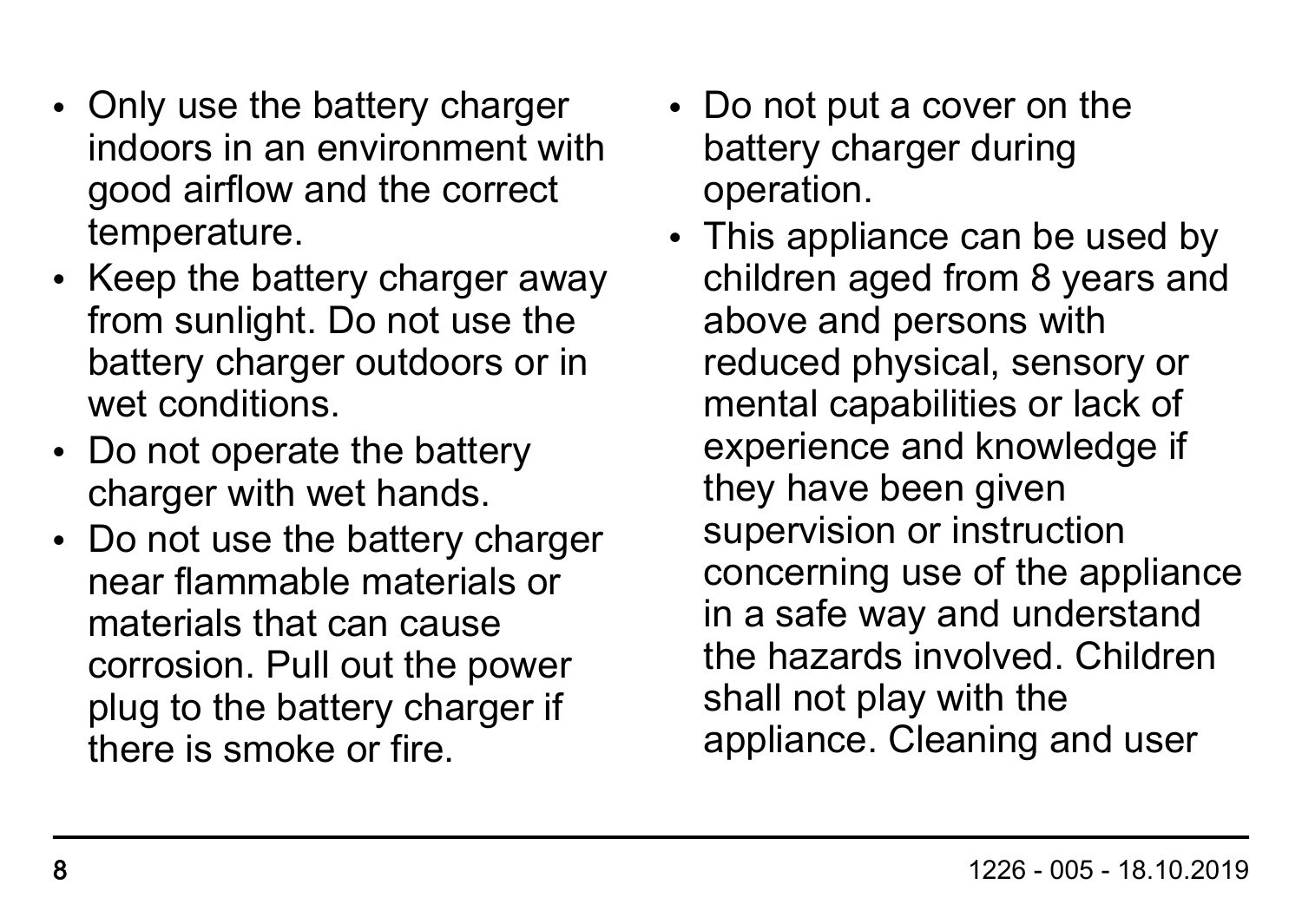- Only use the battery charger indoors in an environment with good airflow and the correct temperature.
- Keep the battery charger away from sunlight. Do not use the battery charger outdoors or in wet conditions.
- Do not operate the battery charger with wet hands.
- Do not use the battery charger near flammable materials or materials that can cause corrosion. Pull out the power plug to the battery charger if there is smoke or fire.
- Do not put a cover on the battery charger during operation.
- This appliance can be used by children aged from 8 years and above and persons with reduced physical, sensory or mental capabilities or lack of experience and knowledge if they have been given supervision or instruction concerning use of the appliance in a safe way and understand the hazards involved. Children shall not play with the appliance. Cleaning and user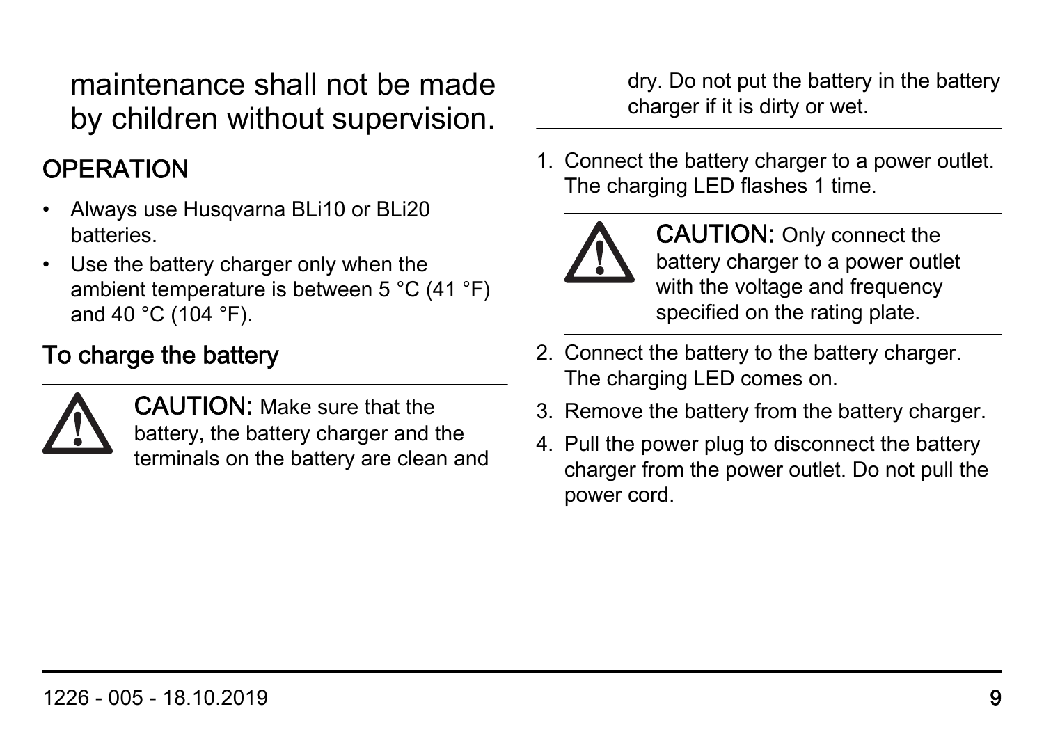maintenance shall not be made by children without supervision.

## OPERATION

- Always use Husqvarna BLi10 or BLi20 batteries.
- Use the battery charger only when the ambient temperature is between 5 °C (41 °F) and 40 °C (104 °F).

### To charge the battery

**CAUTION:** Make sure that the battery, the battery charger and the terminals on the battery are clean and dry. Do not put the battery in the battery charger if it is dirty or wet.

1. Connect the battery charger to a power outlet. The charging LED flashes 1 time.

   **CAUTION:** Only connect the battery charger to a power outlet with the voltage and frequency specified on the rating plate.

2. Connect the battery to the battery charger. The charging LED comes on.
3. Remove the battery from the battery charger.
4. Pull the power plug to disconnect the battery charger from the power outlet. Do not pull the power cord.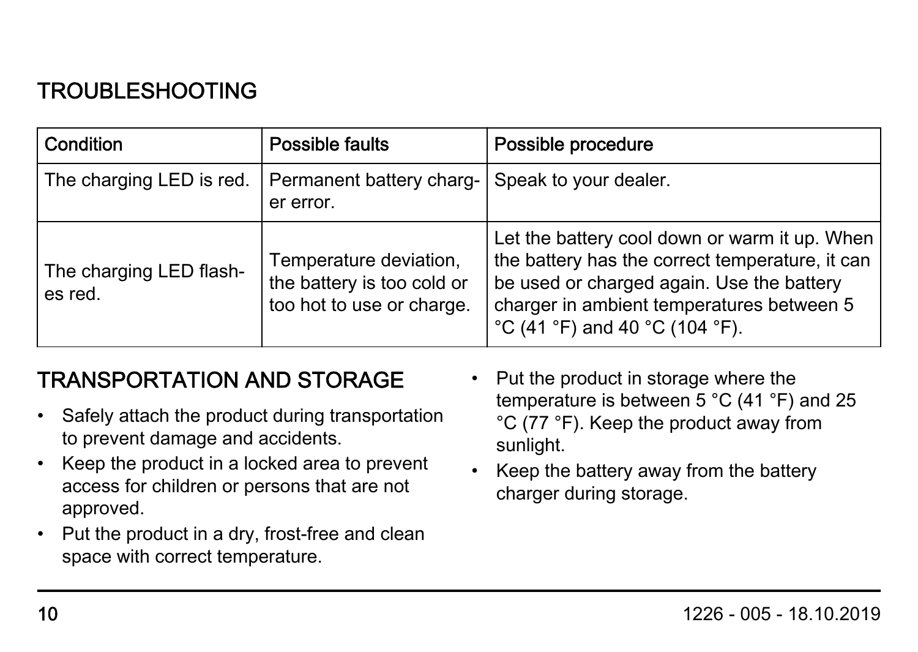## TROUBLESHOOTING

| Condition | Possible faults | Possible procedure |
| --- | --- | --- |
| The charging LED is red. | Permanent battery charger error. | Speak to your dealer. |
| The charging LED flashes red. | Temperature deviation, the battery is too cold or too hot to use or charge. | Let the battery cool down or warm it up. When the battery has the correct temperature, it can be used or charged again. Use the battery charger in ambient temperatures between 5 °C (41 °F) and 40 °C (104 °F). |

## TRANSPORTATION AND STORAGE

- Safely attach the product during transportation to prevent damage and accidents.
- Keep the product in a locked area to prevent access for children or persons that are not approved.
- Put the product in a dry, frost-free and clean space with correct temperature.
- Put the product in storage where the temperature is between 5 °C (41 °F) and 25 °C (77 °F). Keep the product away from sunlight.
- Keep the battery away from the battery charger during storage.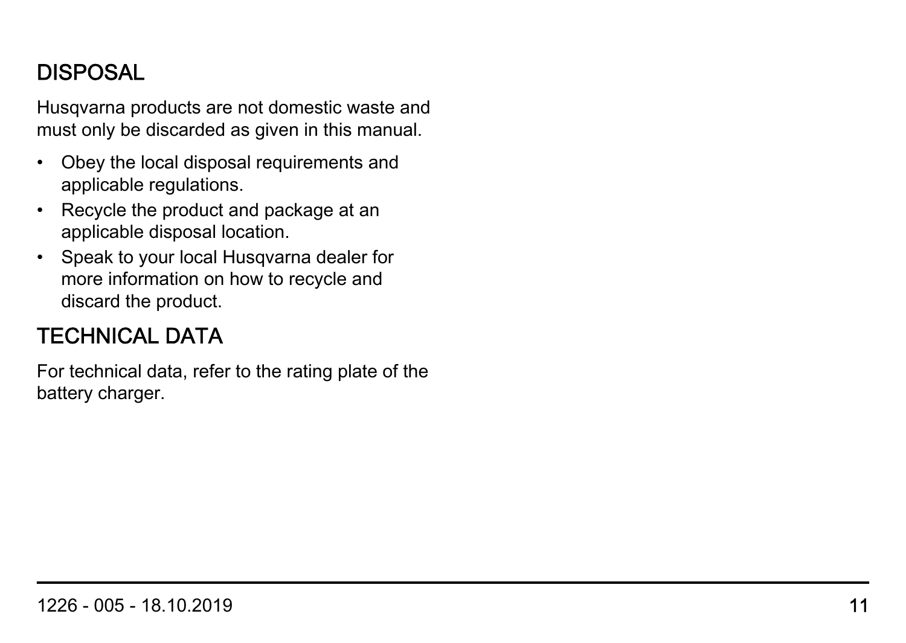## DISPOSAL

Husqvarna products are not domestic waste and must only be discarded as given in this manual.

- Obey the local disposal requirements and applicable regulations.
- Recycle the product and package at an applicable disposal location.
- Speak to your local Husqvarna dealer for more information on how to recycle and discard the product.

## TECHNICAL DATA

For technical data, refer to the rating plate of the battery charger.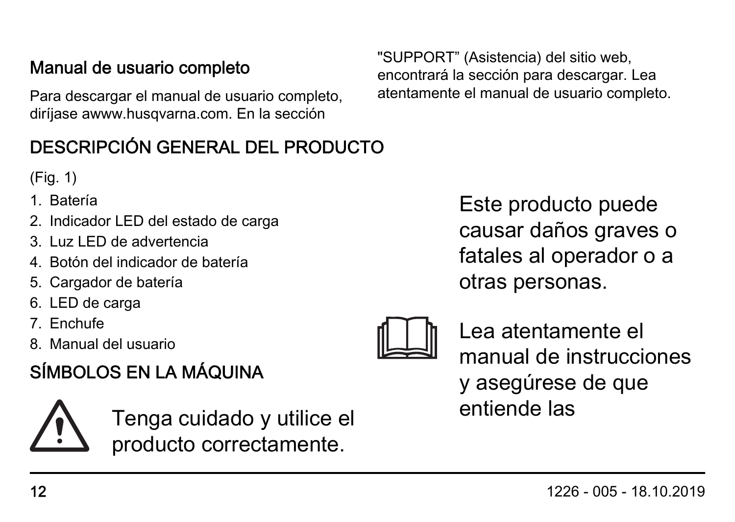## Manual de usuario completo

Para descargar el manual de usuario completo, diríjase awww.husqvarna.com. En la sección "SUPPORT” (Asistencia) del sitio web, encontrará la sección para descargar. Lea atentamente el manual de usuario completo.

## DESCRIPCIÓN GENERAL DEL PRODUCTO

(Fig. 1)

1. Batería
2. Indicador LED del estado de carga
3. Luz LED de advertencia
4. Botón del indicador de batería
5. Cargador de batería
6. LED de carga
7. Enchufe
8. Manual del usuario

## SÍMBOLOS EN LA MÁQUINA

Tenga cuidado y utilice el producto correctamente. Este producto puede causar daños graves o fatales al operador o a otras personas.

Lea atentamente el manual de instrucciones y asegúrese de que entiende las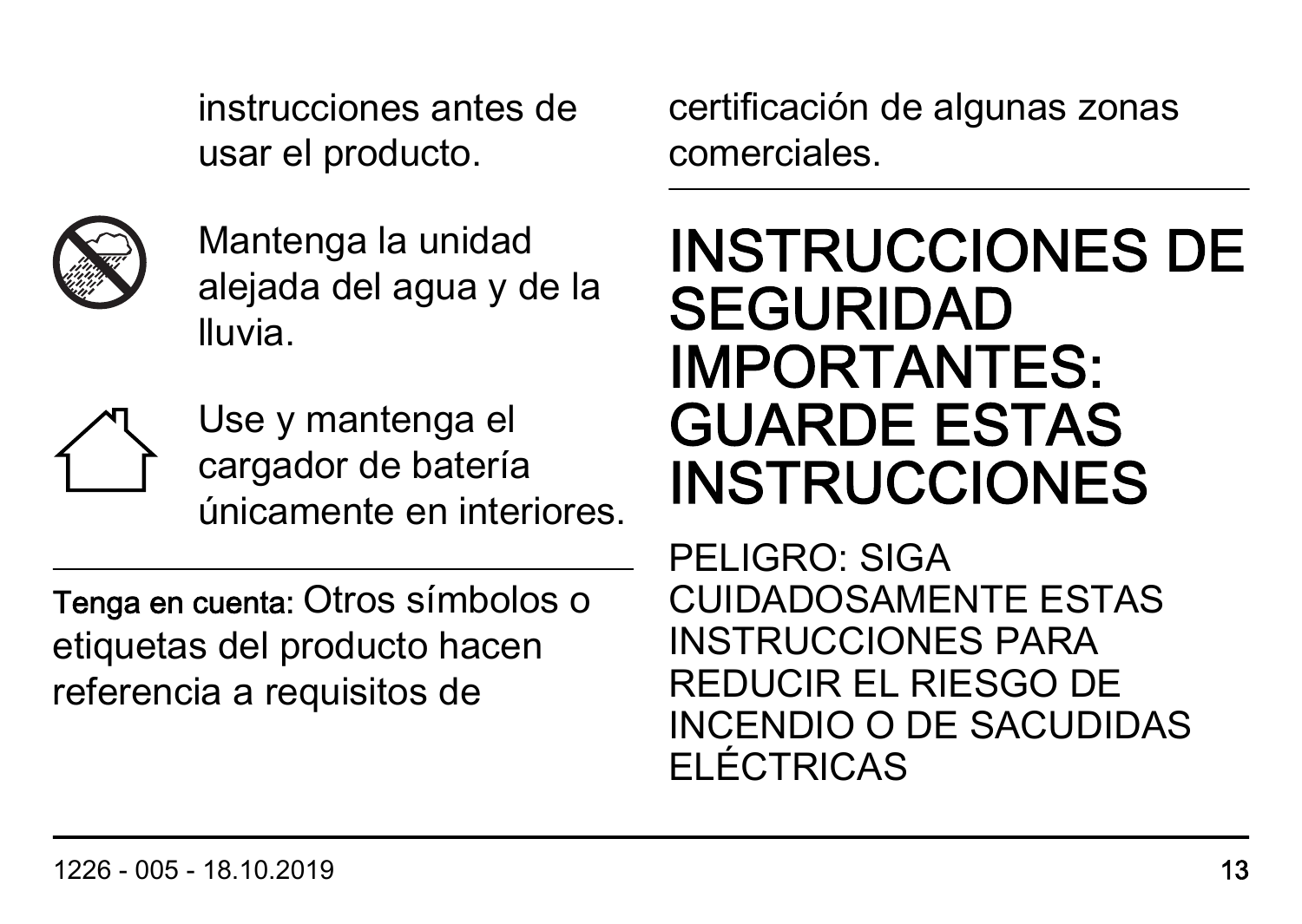instrucciones antes de usar el producto.

Mantenga la unidad alejada del agua y de la lluvia.

Use y mantenga el cargador de batería únicamente en interiores.

---

**Tenga en cuenta:** Otros símbolos o etiquetas del producto hacen referencia a requisitos de certificación de algunas zonas comerciales.

---

# INSTRUCCIONES DE SEGURIDAD IMPORTANTES: GUARDE ESTAS INSTRUCCIONES

PELIGRO: SIGA CUIDADOSAMENTE ESTAS INSTRUCCIONES PARA REDUCIR EL RIESGO DE INCENDIO O DE SACUDIDAS ELÉCTRICAS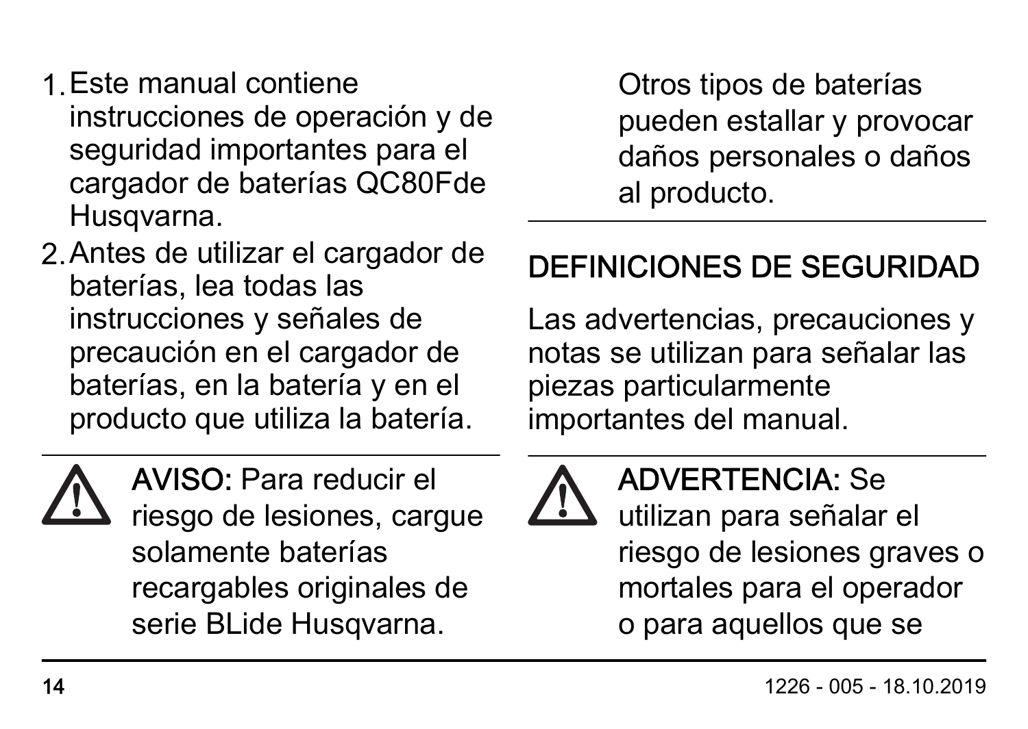1. Este manual contiene instrucciones de operación y de seguridad importantes para el cargador de baterías QC80Fde Husqvarna.
2. Antes de utilizar el cargador de baterías, lea todas las instrucciones y señales de precaución en el cargador de baterías, en la batería y en el producto que utiliza la batería.

---

**AVISO:** Para reducir el riesgo de lesiones, cargue solamente baterías recargables originales de serie BLide Husqvarna. Otros tipos de baterías pueden estallar y provocar daños personales o daños al producto.

---

## DEFINICIONES DE SEGURIDAD

Las advertencias, precauciones y notas se utilizan para señalar las piezas particularmente importantes del manual.

---

**ADVERTENCIA:** Se utilizan para señalar el riesgo de lesiones graves o mortales para el operador o para aquellos que se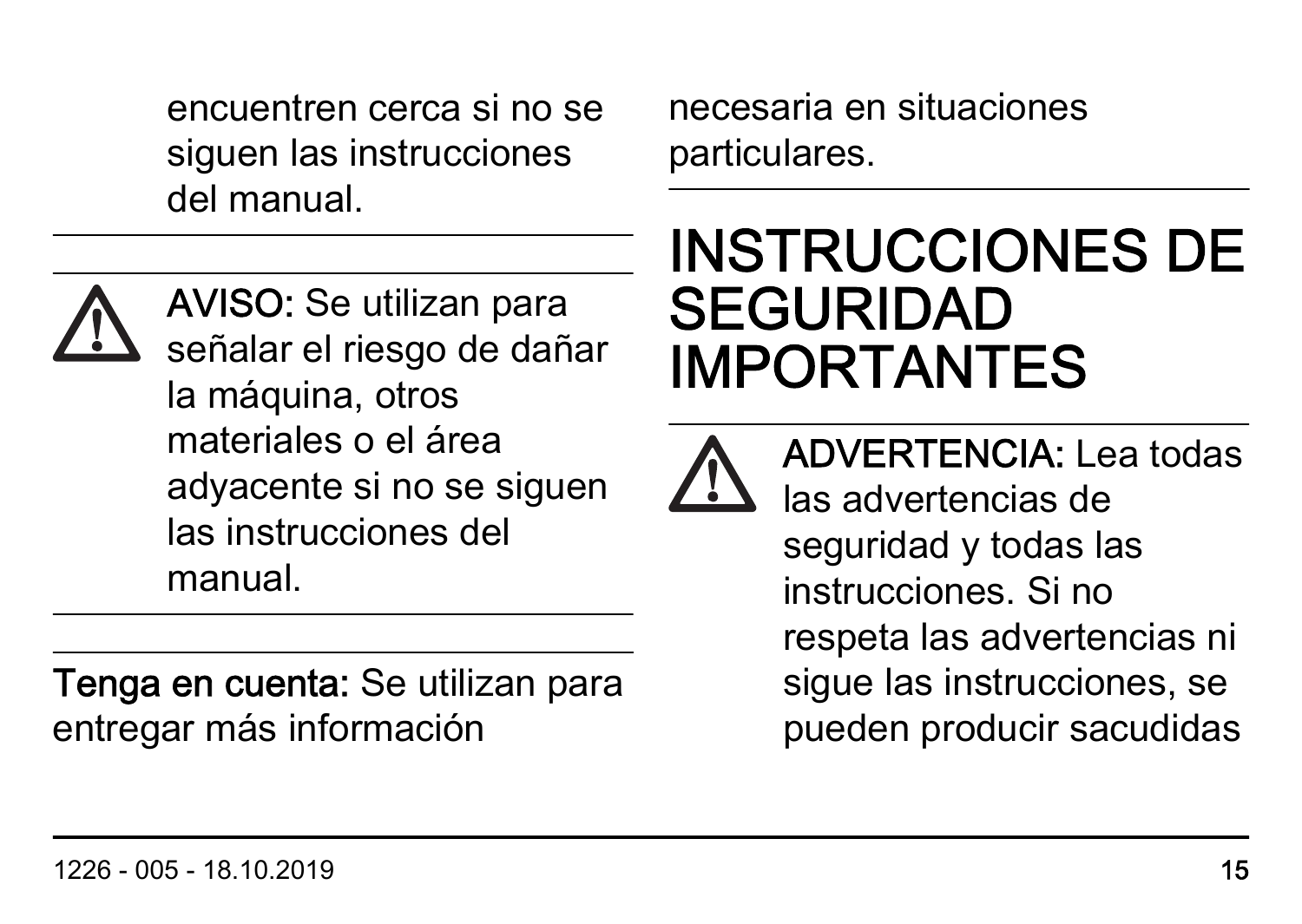encuentren cerca si no se siguen las instrucciones del manual.

---

**AVISO:** Se utilizan para señalar el riesgo de dañar la máquina, otros materiales o el área adyacente si no se siguen las instrucciones del manual.

---

**Tenga en cuenta:** Se utilizan para entregar más información necesaria en situaciones particulares.

---

# INSTRUCCIONES DE SEGURIDAD IMPORTANTES

**ADVERTENCIA:** Lea todas las advertencias de seguridad y todas las instrucciones. Si no respeta las advertencias ni sigue las instrucciones, se pueden producir sacudidas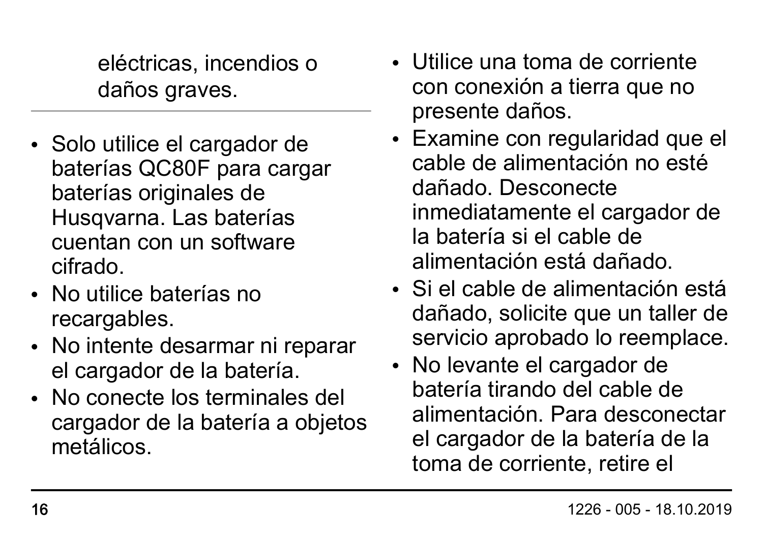eléctricas, incendios o daños graves.

---

- Solo utilice el cargador de baterías QC80F para cargar baterías originales de Husqvarna. Las baterías cuentan con un software cifrado.
- No utilice baterías no recargables.
- No intente desarmar ni reparar el cargador de la batería.
- No conecte los terminales del cargador de la batería a objetos metálicos.
- Utilice una toma de corriente con conexión a tierra que no presente daños.
- Examine con regularidad que el cable de alimentación no esté dañado. Desconecte inmediatamente el cargador de la batería si el cable de alimentación está dañado.
- Si el cable de alimentación está dañado, solicite que un taller de servicio aprobado lo reemplace.
- No levante el cargador de batería tirando del cable de alimentación. Para desconectar el cargador de la batería de la toma de corriente, retire el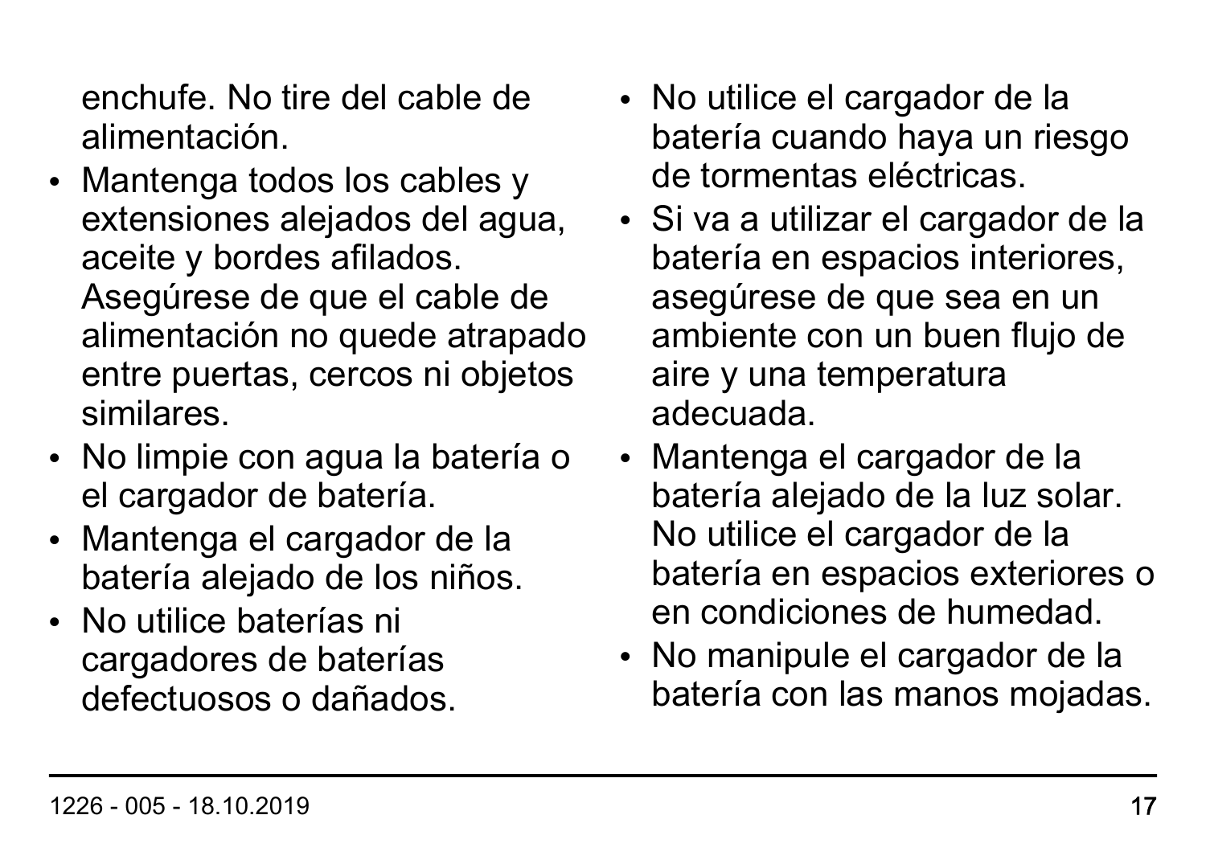enchufe. No tire del cable de alimentación.

- Mantenga todos los cables y extensiones alejados del agua, aceite y bordes afilados. Asegúrese de que el cable de alimentación no quede atrapado entre puertas, cercos ni objetos similares.
- No limpie con agua la batería o el cargador de batería.
- Mantenga el cargador de la batería alejado de los niños.
- No utilice baterías ni cargadores de baterías defectuosos o dañados.
- No utilice el cargador de la batería cuando haya un riesgo de tormentas eléctricas.
- Si va a utilizar el cargador de la batería en espacios interiores, asegúrese de que sea en un ambiente con un buen flujo de aire y una temperatura adecuada.
- Mantenga el cargador de la batería alejado de la luz solar. No utilice el cargador de la batería en espacios exteriores o en condiciones de humedad.
- No manipule el cargador de la batería con las manos mojadas.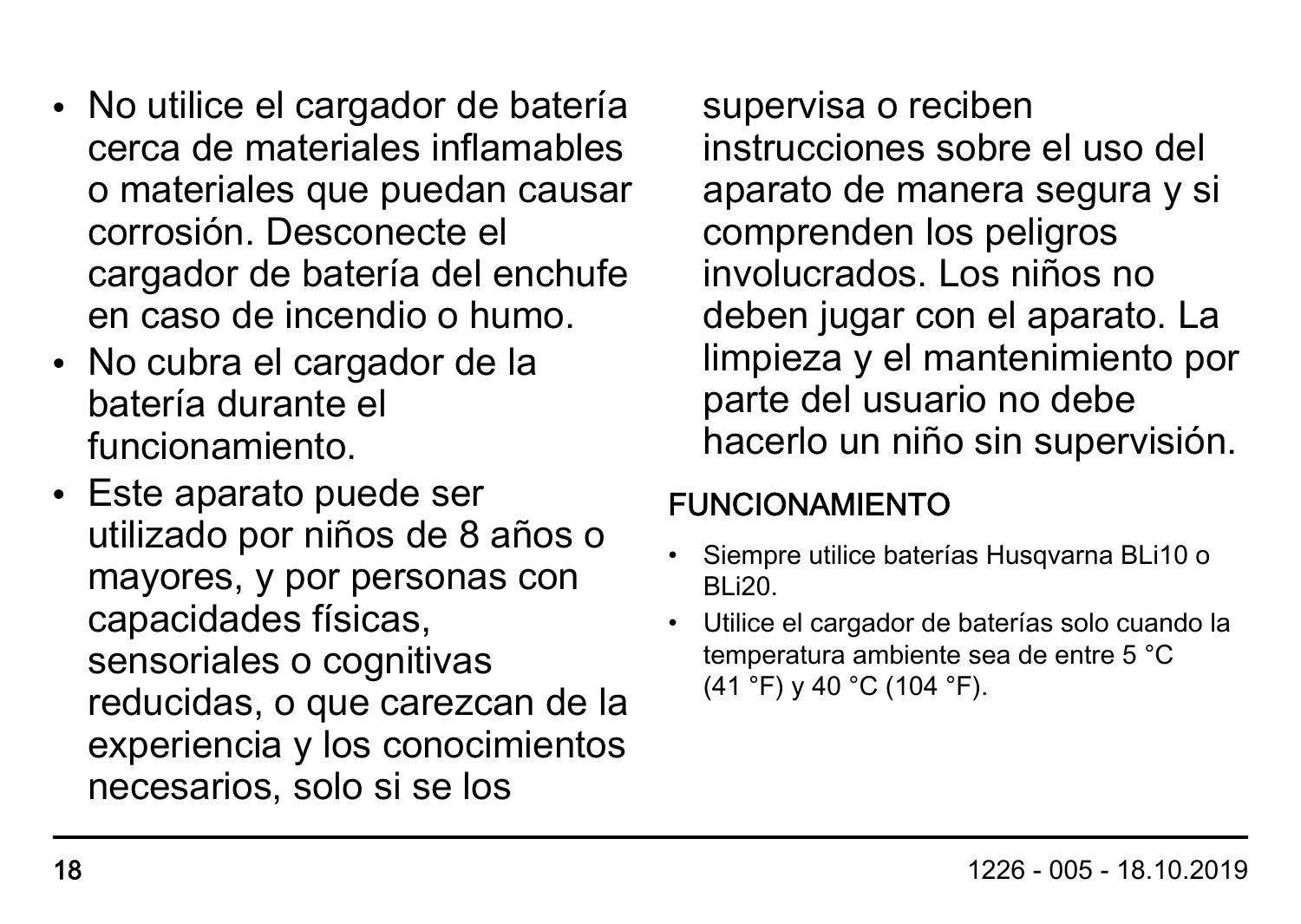- No utilice el cargador de batería cerca de materiales inflamables o materiales que puedan causar corrosión. Desconecte el cargador de batería del enchufe en caso de incendio o humo.
- No cubra el cargador de la batería durante el funcionamiento.
- Este aparato puede ser utilizado por niños de 8 años o mayores, y por personas con capacidades físicas, sensoriales o cognitivas reducidas, o que carezcan de la experiencia y los conocimientos necesarios, solo si se los supervisa o reciben instrucciones sobre el uso del aparato de manera segura y si comprenden los peligros involucrados. Los niños no deben jugar con el aparato. La limpieza y el mantenimiento por parte del usuario no debe hacerlo un niño sin supervisión.

## FUNCIONAMIENTO

- Siempre utilice baterías Husqvarna BLi10 o BLi20.
- Utilice el cargador de baterías solo cuando la temperatura ambiente sea de entre 5 °C (41 °F) y 40 °C (104 °F).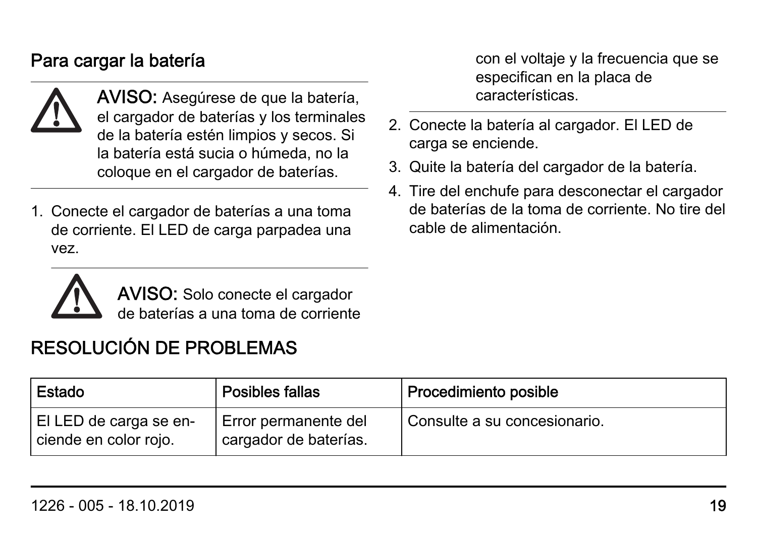### Para cargar la batería

**AVISO:** Asegúrese de que la batería, el cargador de baterías y los terminales de la batería estén limpios y secos. Si la batería está sucia o húmeda, no la coloque en el cargador de baterías.

1. Conecte el cargador de baterías a una toma de corriente. El LED de carga parpadea una vez.

   **AVISO:** Solo conecte el cargador de baterías a una toma de corriente con el voltaje y la frecuencia que se especifican en la placa de características.

2. Conecte la batería al cargador. El LED de carga se enciende.
3. Quite la batería del cargador de la batería.
4. Tire del enchufe para desconectar el cargador de baterías de la toma de corriente. No tire del cable de alimentación.

## RESOLUCIÓN DE PROBLEMAS

| Estado | Posibles fallas | Procedimiento posible |
|---|---|---|
| El LED de carga se enciende en color rojo. | Error permanente del cargador de baterías. | Consulte a su concesionario. |

1226 - 005 - 18.10.2019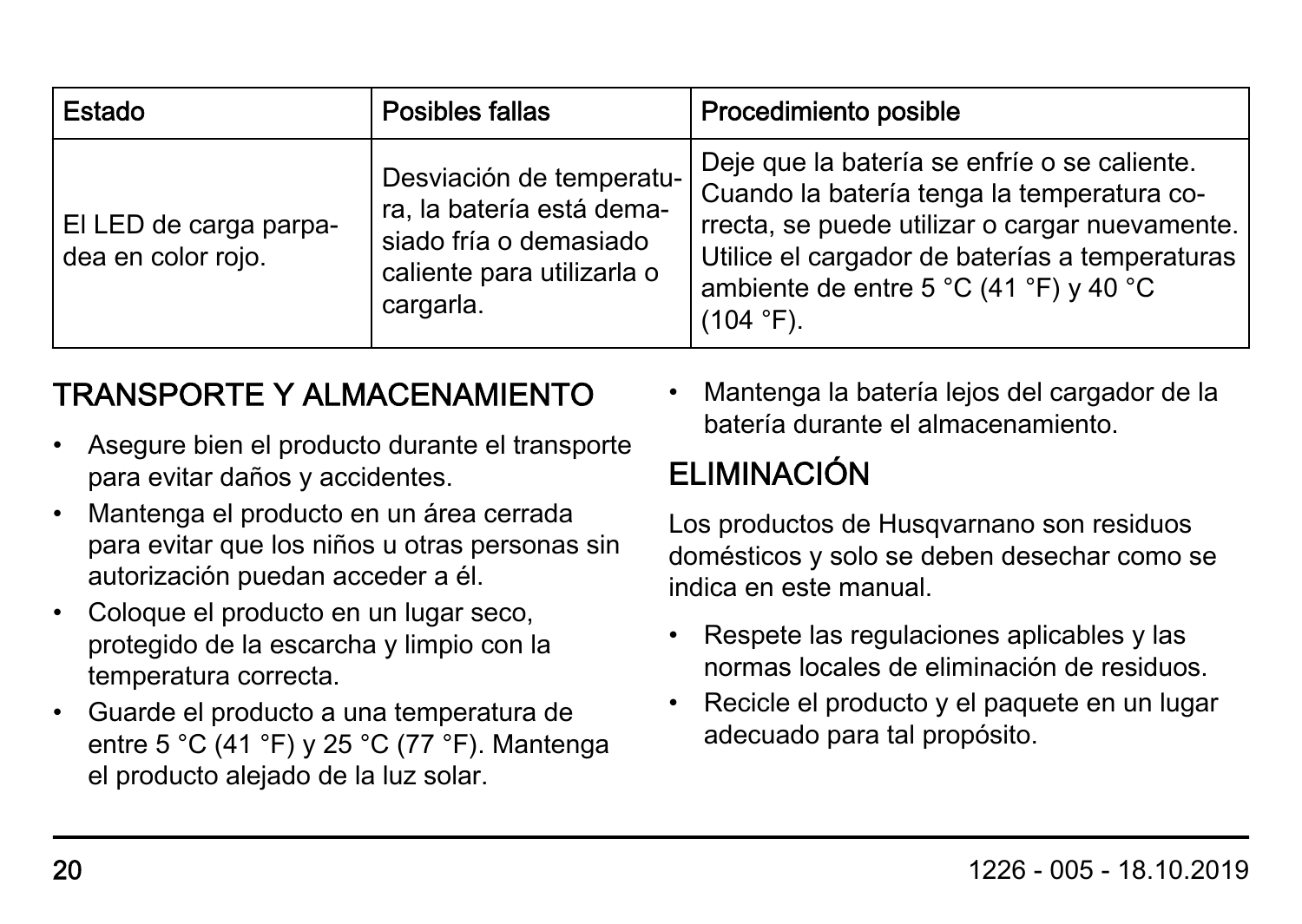| Estado | Posibles fallas | Procedimiento posible |
|---|---|---|
| El LED de carga parpadea en color rojo. | Desviación de temperatura, la batería está demasiado fría o demasiado caliente para utilizarla o cargarla. | Deje que la batería se enfríe o se caliente. Cuando la batería tenga la temperatura correcta, se puede utilizar o cargar nuevamente. Utilice el cargador de baterías a temperaturas ambiente de entre 5 °C (41 °F) y 40 °C (104 °F). |

## TRANSPORTE Y ALMACENAMIENTO

- Asegure bien el producto durante el transporte para evitar daños y accidentes.
- Mantenga el producto en un área cerrada para evitar que los niños u otras personas sin autorización puedan acceder a él.
- Coloque el producto en un lugar seco, protegido de la escarcha y limpio con la temperatura correcta.
- Guarde el producto a una temperatura de entre 5 °C (41 °F) y 25 °C (77 °F). Mantenga el producto alejado de la luz solar.
- Mantenga la batería lejos del cargador de la batería durante el almacenamiento.

## ELIMINACIÓN

Los productos de Husqvarnano son residuos domésticos y solo se deben desechar como se indica en este manual.

- Respete las regulaciones aplicables y las normas locales de eliminación de residuos.
- Recicle el producto y el paquete en un lugar adecuado para tal propósito.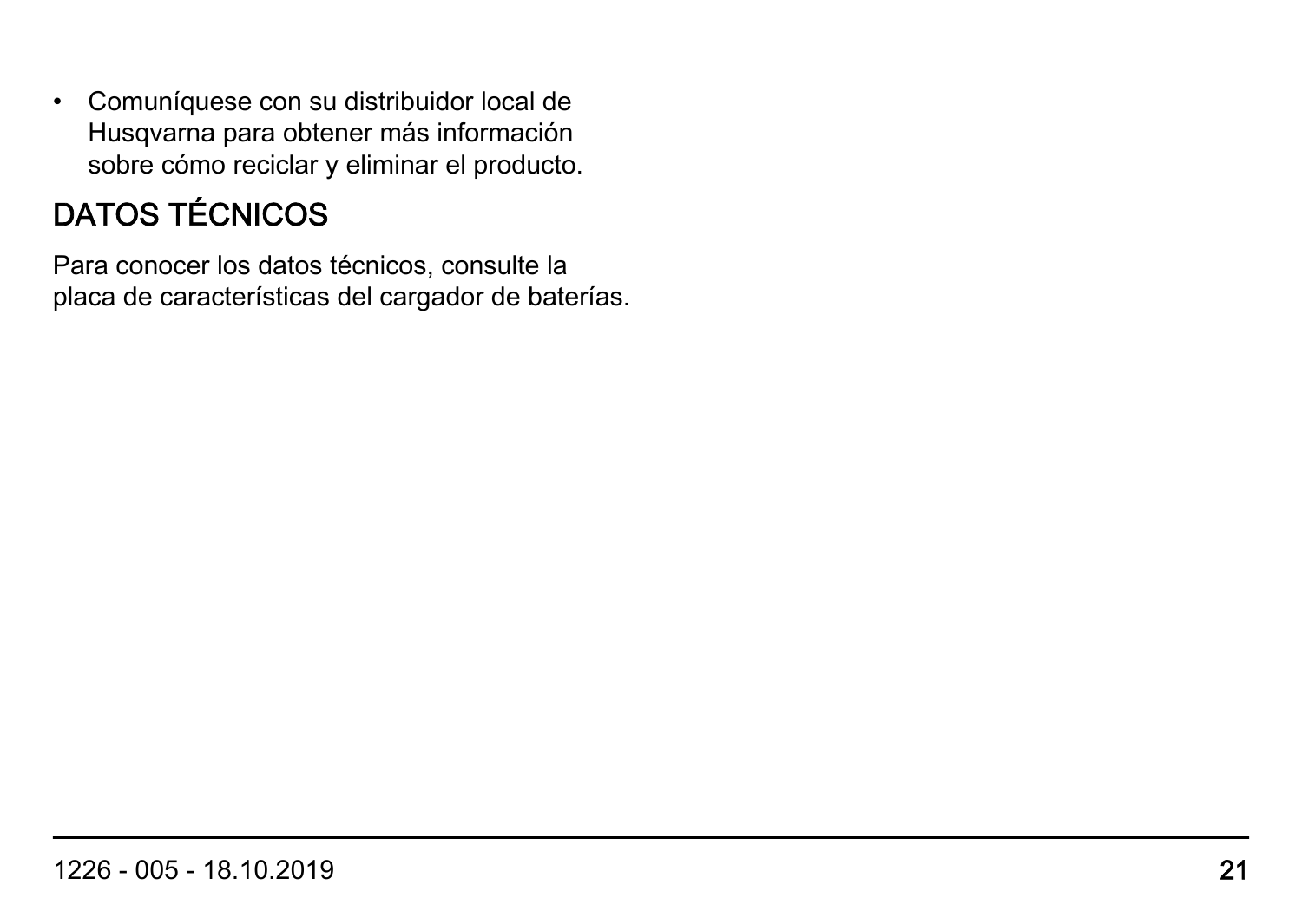- Comuníquese con su distribuidor local de Husqvarna para obtener más información sobre cómo reciclar y eliminar el producto.

## DATOS TÉCNICOS

Para conocer los datos técnicos, consulte la placa de características del cargador de baterías.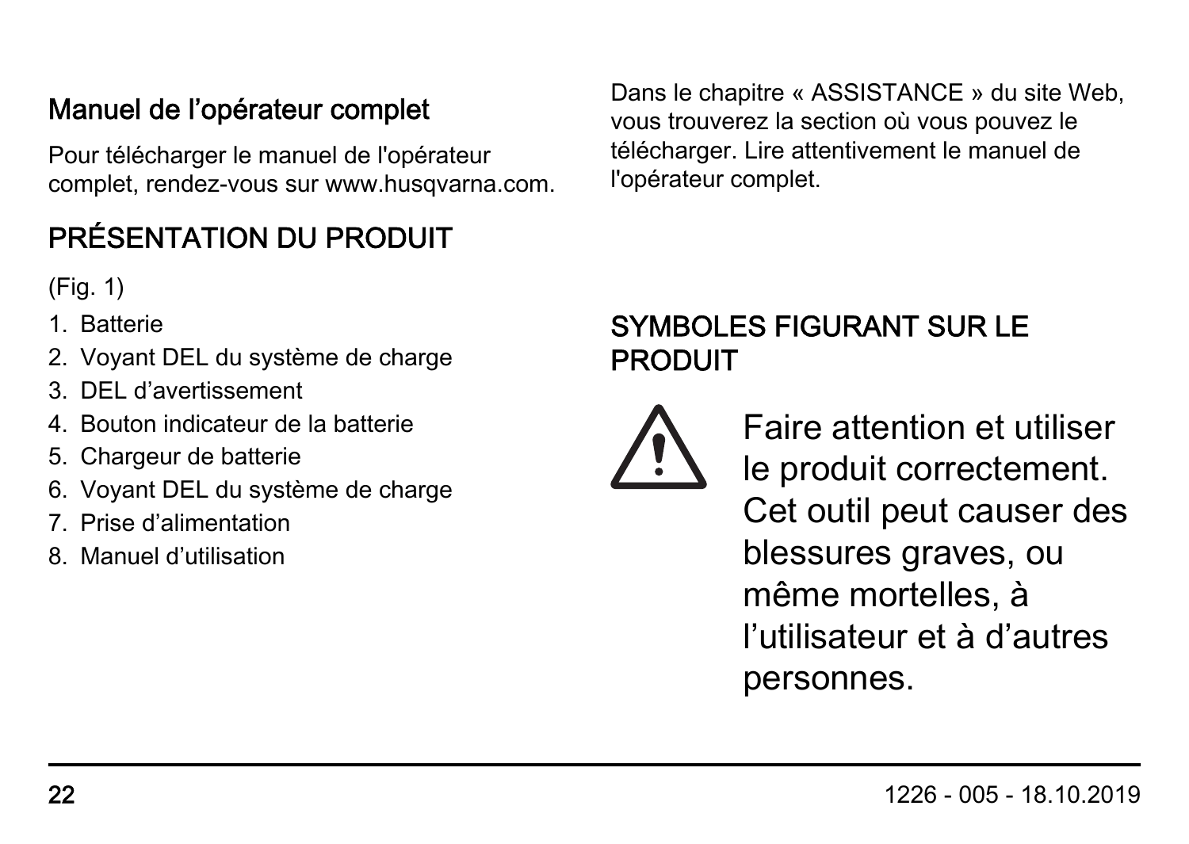## Manuel de l'opérateur complet

Pour télécharger le manuel de l'opérateur complet, rendez-vous sur www.husqvarna.com. Dans le chapitre « ASSISTANCE » du site Web, vous trouverez la section où vous pouvez le télécharger. Lire attentivement le manuel de l'opérateur complet.

## PRÉSENTATION DU PRODUIT

(Fig. 1)

1. Batterie
2. Voyant DEL du système de charge
3. DEL d'avertissement
4. Bouton indicateur de la batterie
5. Chargeur de batterie
6. Voyant DEL du système de charge
7. Prise d'alimentation
8. Manuel d'utilisation

## SYMBOLES FIGURANT SUR LE PRODUIT

Faire attention et utiliser le produit correctement. Cet outil peut causer des blessures graves, ou même mortelles, à l'utilisateur et à d'autres personnes.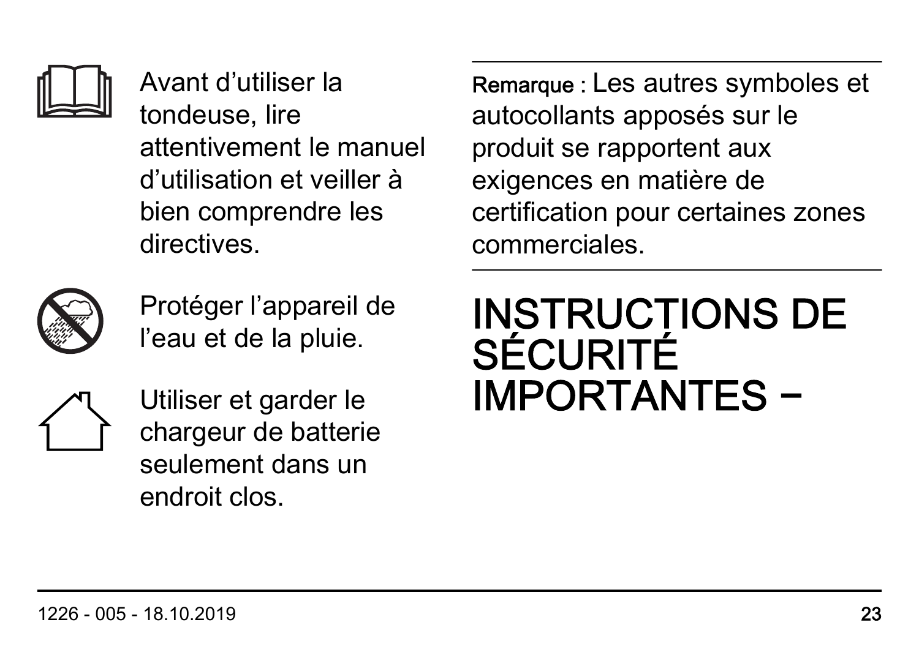Avant d'utiliser la tondeuse, lire attentivement le manuel d'utilisation et veiller à bien comprendre les directives.

Protéger l'appareil de l'eau et de la pluie.

Utiliser et garder le chargeur de batterie seulement dans un endroit clos.

---

**Remarque :** Les autres symboles et autocollants apposés sur le produit se rapportent aux exigences en matière de certification pour certaines zones commerciales.

---

# INSTRUCTIONS DE SÉCURITÉ IMPORTANTES –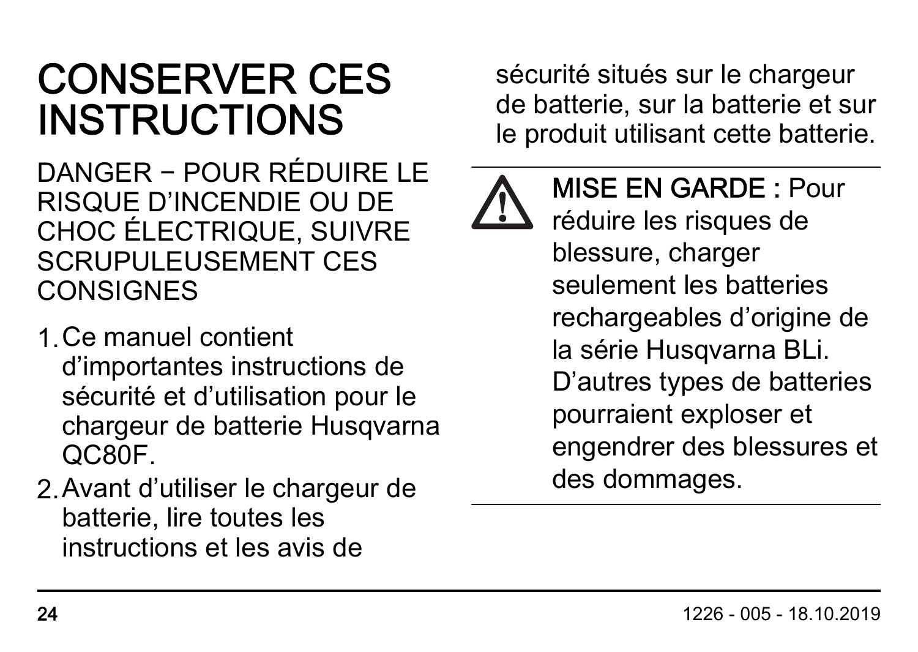# CONSERVER CES INSTRUCTIONS

DANGER − POUR RÉDUIRE LE RISQUE D'INCENDIE OU DE CHOC ÉLECTRIQUE, SUIVRE SCRUPULEUSEMENT CES CONSIGNES

1. Ce manuel contient d'importantes instructions de sécurité et d'utilisation pour le chargeur de batterie Husqvarna QC80F.
2. Avant d'utiliser le chargeur de batterie, lire toutes les instructions et les avis de sécurité situés sur le chargeur de batterie, sur la batterie et sur le produit utilisant cette batterie.

---

**MISE EN GARDE :** Pour réduire les risques de blessure, charger seulement les batteries rechargeables d'origine de la série Husqvarna BLi. D'autres types de batteries pourraient exploser et engendrer des blessures et des dommages.

---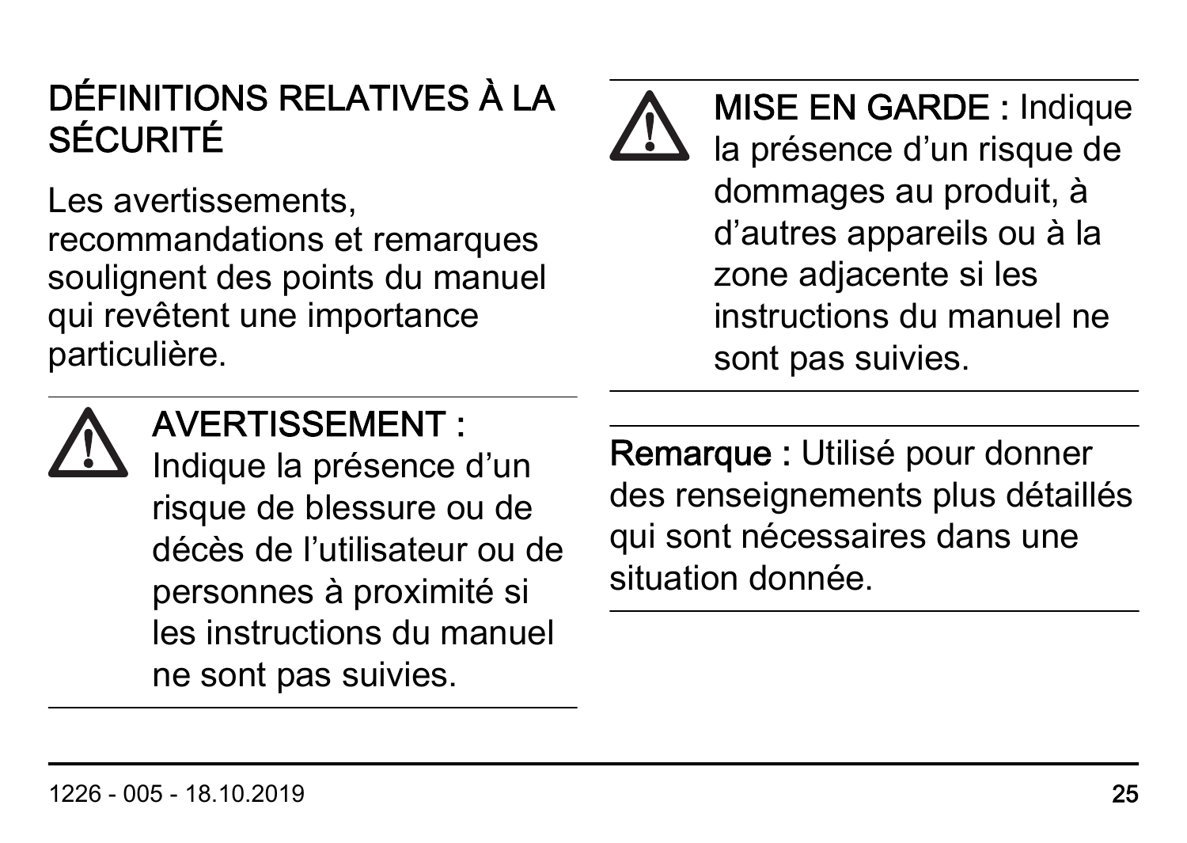## DÉFINITIONS RELATIVES À LA SÉCURITÉ

Les avertissements, recommandations et remarques soulignent des points du manuel qui revêtent une importance particulière.

**AVERTISSEMENT :** Indique la présence d’un risque de blessure ou de décès de l’utilisateur ou de personnes à proximité si les instructions du manuel ne sont pas suivies.

**MISE EN GARDE :** Indique la présence d’un risque de dommages au produit, à d’autres appareils ou à la zone adjacente si les instructions du manuel ne sont pas suivies.

**Remarque :** Utilisé pour donner des renseignements plus détaillés qui sont nécessaires dans une situation donnée.

1226 - 005 - 18.10.2019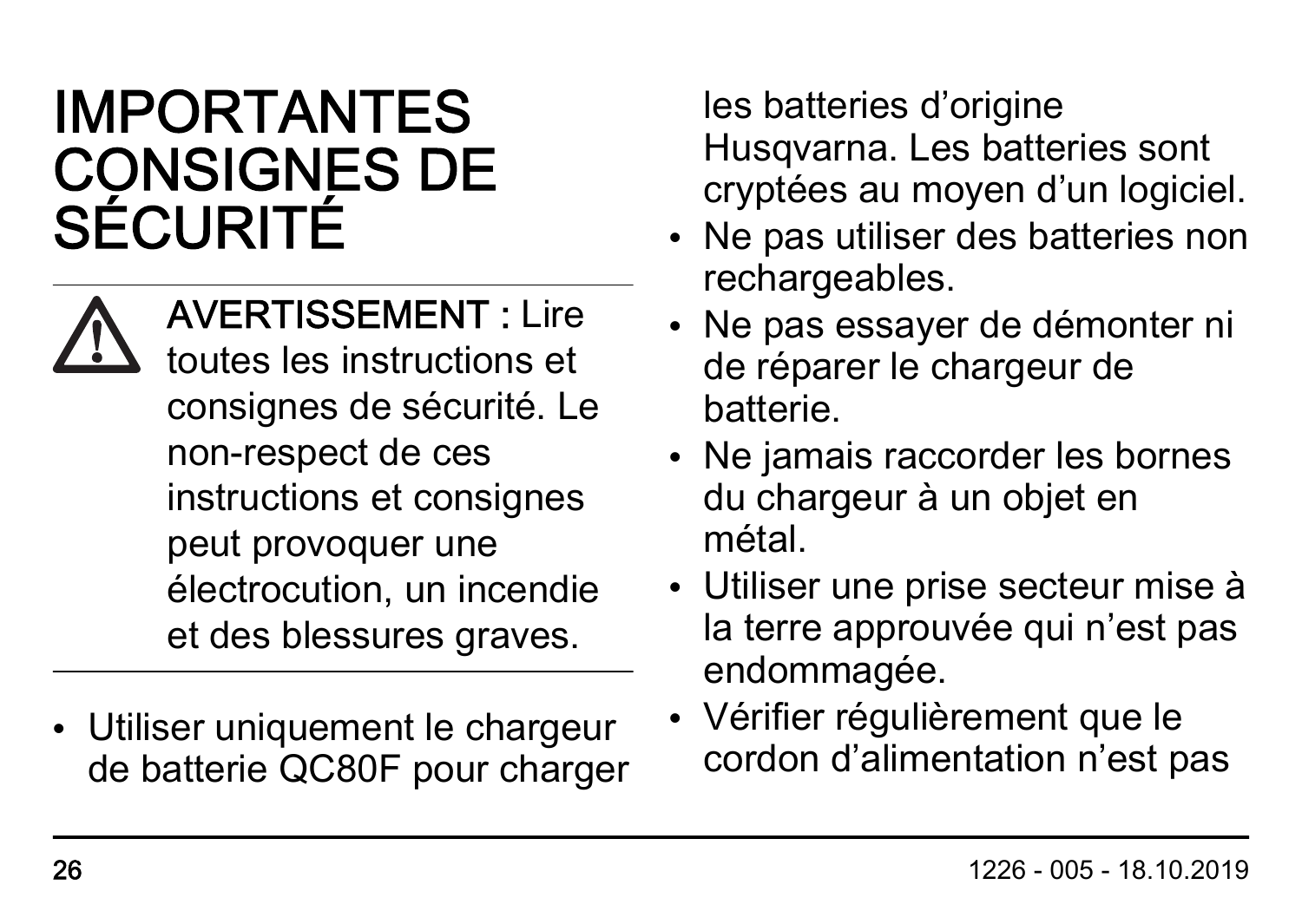# IMPORTANTES CONSIGNES DE SÉCURITÉ

**AVERTISSEMENT :** Lire toutes les instructions et consignes de sécurité. Le non-respect de ces instructions et consignes peut provoquer une électrocution, un incendie et des blessures graves.

- Utiliser uniquement le chargeur de batterie QC80F pour charger les batteries d'origine Husqvarna. Les batteries sont cryptées au moyen d'un logiciel.
- Ne pas utiliser des batteries non rechargeables.
- Ne pas essayer de démonter ni de réparer le chargeur de batterie.
- Ne jamais raccorder les bornes du chargeur à un objet en métal.
- Utiliser une prise secteur mise à la terre approuvée qui n'est pas endommagée.
- Vérifier régulièrement que le cordon d'alimentation n'est pas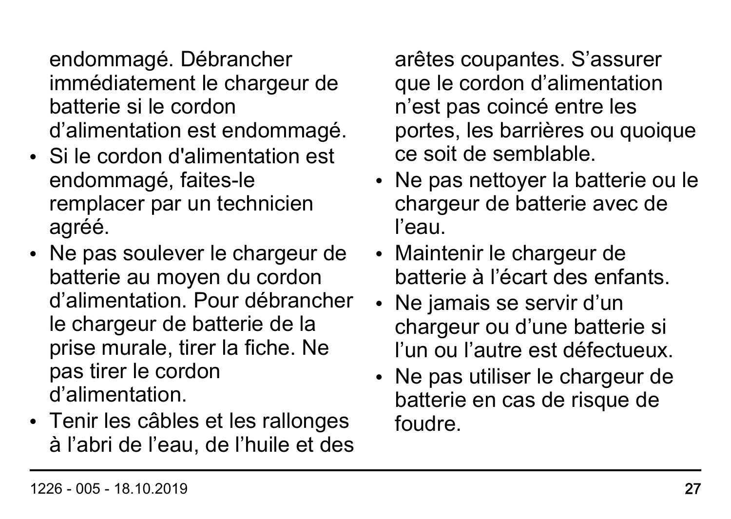endommagé. Débrancher immédiatement le chargeur de batterie si le cordon d’alimentation est endommagé.

- Si le cordon d'alimentation est endommagé, faites-le remplacer par un technicien agréé.
- Ne pas soulever le chargeur de batterie au moyen du cordon d’alimentation. Pour débrancher le chargeur de batterie de la prise murale, tirer la fiche. Ne pas tirer le cordon d’alimentation.
- Tenir les câbles et les rallonges à l’abri de l’eau, de l’huile et des arêtes coupantes. S’assurer que le cordon d’alimentation n’est pas coincé entre les portes, les barrières ou quoique ce soit de semblable.
- Ne pas nettoyer la batterie ou le chargeur de batterie avec de l’eau.
- Maintenir le chargeur de batterie à l’écart des enfants.
- Ne jamais se servir d’un chargeur ou d’une batterie si l’un ou l’autre est défectueux.
- Ne pas utiliser le chargeur de batterie en cas de risque de foudre.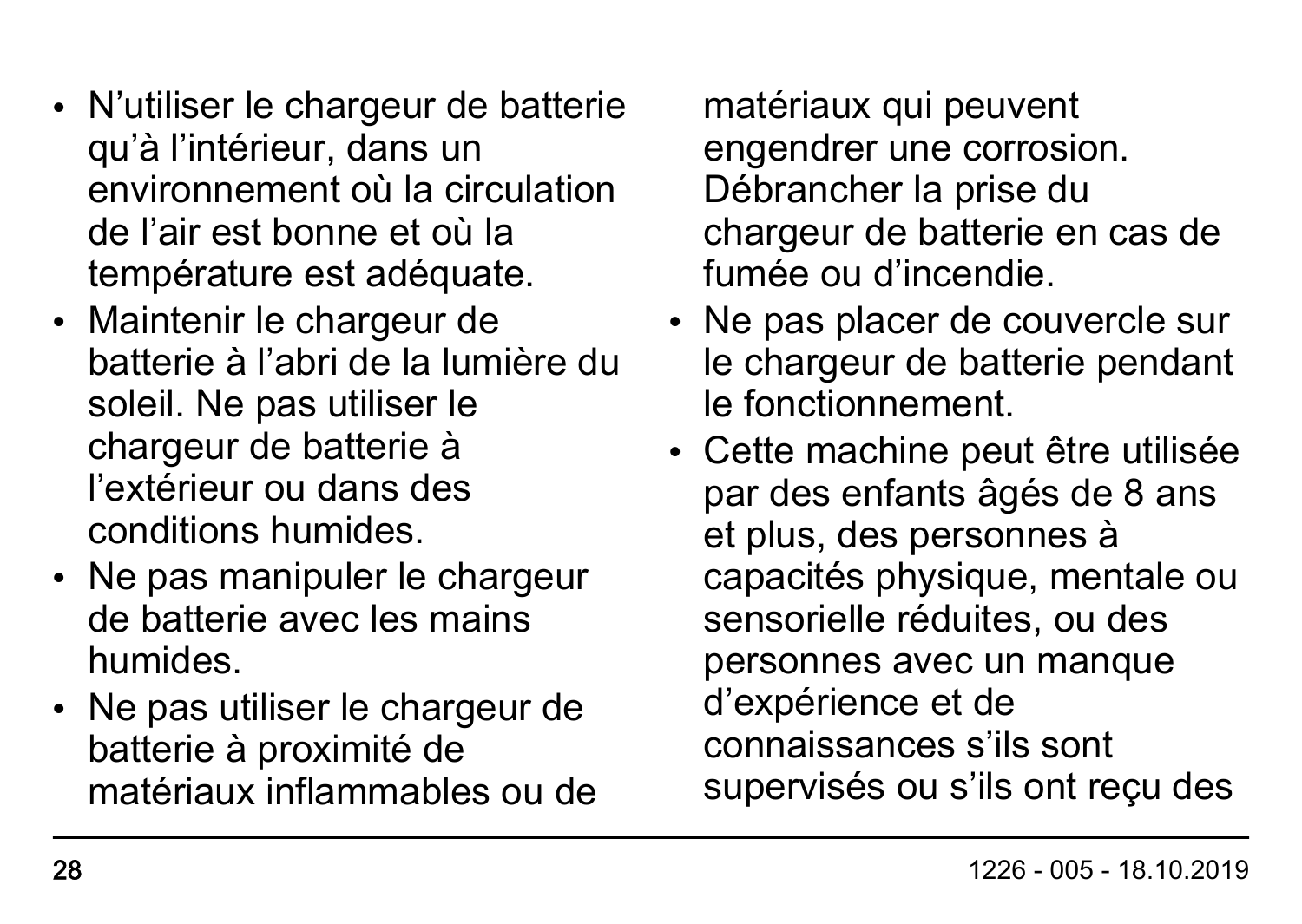- N’utiliser le chargeur de batterie qu’à l’intérieur, dans un environnement où la circulation de l’air est bonne et où la température est adéquate.
- Maintenir le chargeur de batterie à l’abri de la lumière du soleil. Ne pas utiliser le chargeur de batterie à l’extérieur ou dans des conditions humides.
- Ne pas manipuler le chargeur de batterie avec les mains humides.
- Ne pas utiliser le chargeur de batterie à proximité de matériaux inflammables ou de matériaux qui peuvent engendrer une corrosion. Débrancher la prise du chargeur de batterie en cas de fumée ou d’incendie.
- Ne pas placer de couvercle sur le chargeur de batterie pendant le fonctionnement.
- Cette machine peut être utilisée par des enfants âgés de 8 ans et plus, des personnes à capacités physique, mentale ou sensorielle réduites, ou des personnes avec un manque d’expérience et de connaissances s’ils sont supervisés ou s’ils ont reçu des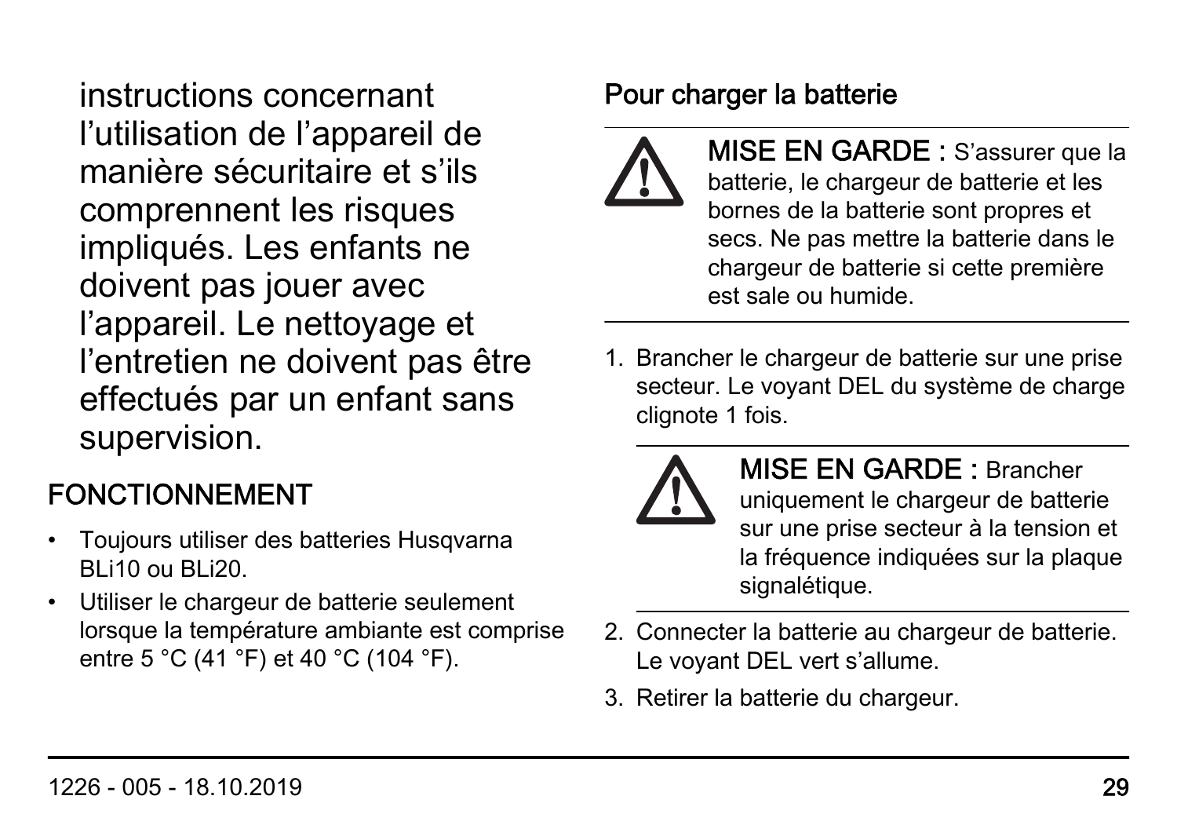instructions concernant l'utilisation de l'appareil de manière sécuritaire et s'ils comprennent les risques impliqués. Les enfants ne doivent pas jouer avec l'appareil. Le nettoyage et l'entretien ne doivent pas être effectués par un enfant sans supervision.

## FONCTIONNEMENT

- Toujours utiliser des batteries Husqvarna BLi10 ou BLi20.
- Utiliser le chargeur de batterie seulement lorsque la température ambiante est comprise entre 5 °C (41 °F) et 40 °C (104 °F).

### Pour charger la batterie

**MISE EN GARDE :** S'assurer que la batterie, le chargeur de batterie et les bornes de la batterie sont propres et secs. Ne pas mettre la batterie dans le chargeur de batterie si cette première est sale ou humide.

1. Brancher le chargeur de batterie sur une prise secteur. Le voyant DEL du système de charge clignote 1 fois.

   **MISE EN GARDE :** Brancher uniquement le chargeur de batterie sur une prise secteur à la tension et la fréquence indiquées sur la plaque signalétique.

2. Connecter la batterie au chargeur de batterie. Le voyant DEL vert s'allume.
3. Retirer la batterie du chargeur.

1226 - 005 - 18.10.2019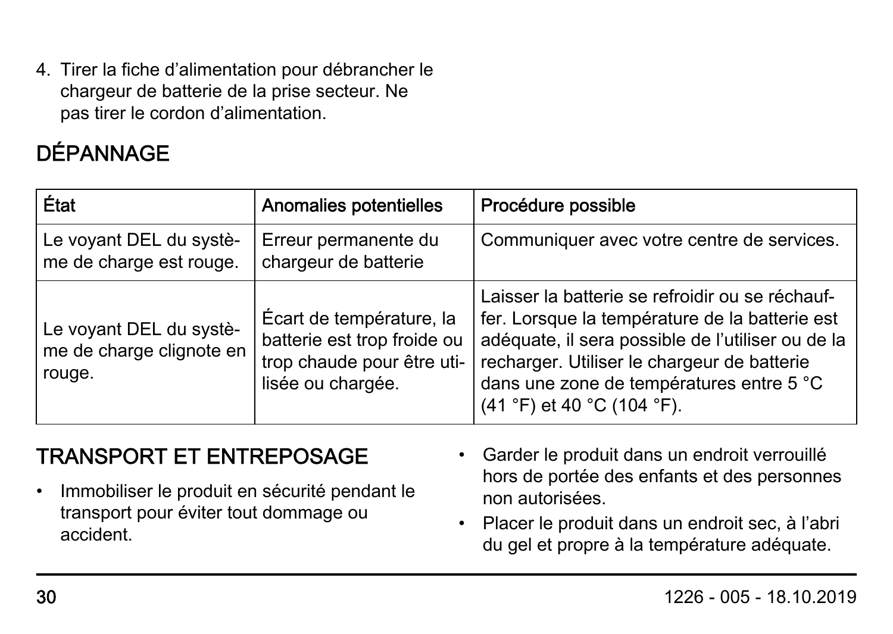4. Tirer la fiche d'alimentation pour débrancher le chargeur de batterie de la prise secteur. Ne pas tirer le cordon d'alimentation.

## DÉPANNAGE

| État | Anomalies potentielles | Procédure possible |
|---|---|---|
| Le voyant DEL du système de charge est rouge. | Erreur permanente du chargeur de batterie | Communiquer avec votre centre de services. |
| Le voyant DEL du système de charge clignote en rouge. | Écart de température, la batterie est trop froide ou trop chaude pour être utilisée ou chargée. | Laisser la batterie se refroidir ou se réchauffer. Lorsque la température de la batterie est adéquate, il sera possible de l'utiliser ou de la recharger. Utiliser le chargeur de batterie dans une zone de températures entre 5 °C (41 °F) et 40 °C (104 °F). |

## TRANSPORT ET ENTREPOSAGE

- Immobiliser le produit en sécurité pendant le transport pour éviter tout dommage ou accident.
- Garder le produit dans un endroit verrouillé hors de portée des enfants et des personnes non autorisées.
- Placer le produit dans un endroit sec, à l'abri du gel et propre à la température adéquate.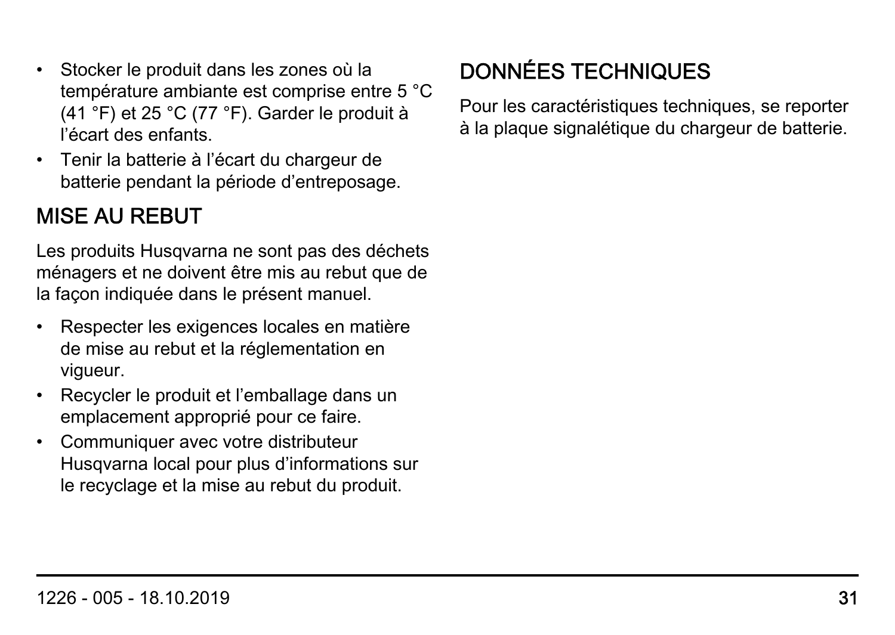- Stocker le produit dans les zones où la température ambiante est comprise entre 5 °C (41 °F) et 25 °C (77 °F). Garder le produit à l'écart des enfants.
- Tenir la batterie à l'écart du chargeur de batterie pendant la période d'entreposage.

## MISE AU REBUT

Les produits Husqvarna ne sont pas des déchets ménagers et ne doivent être mis au rebut que de la façon indiquée dans le présent manuel.

- Respecter les exigences locales en matière de mise au rebut et la réglementation en vigueur.
- Recycler le produit et l'emballage dans un emplacement approprié pour ce faire.
- Communiquer avec votre distributeur Husqvarna local pour plus d'informations sur le recyclage et la mise au rebut du produit.

## DONNÉES TECHNIQUES

Pour les caractéristiques techniques, se reporter à la plaque signalétique du chargeur de batterie.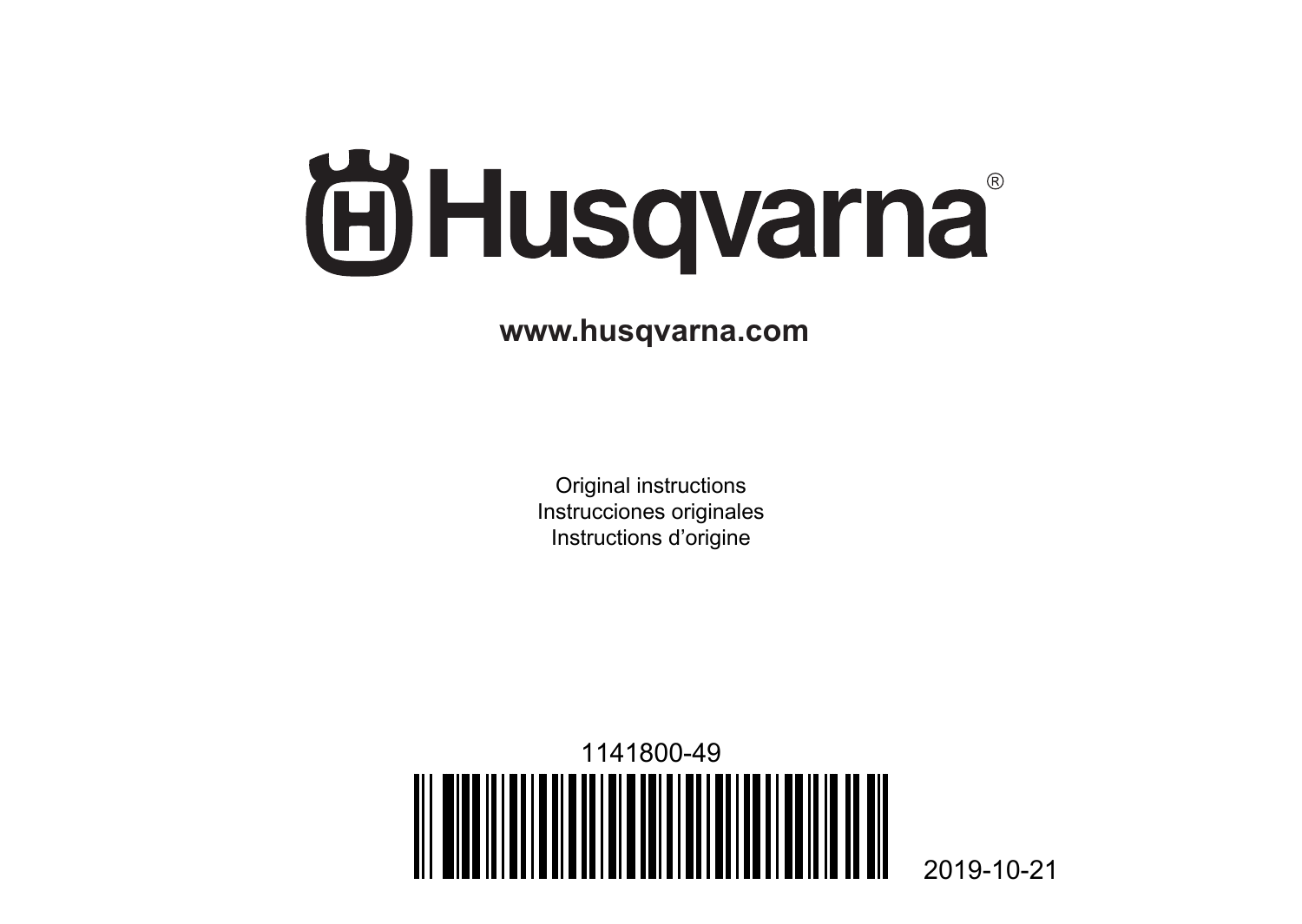Husqvarna®

**www.husqvarna.com**

Original instructions
Instrucciones originales
Instructions d’origine

1141800-49

2019-10-21